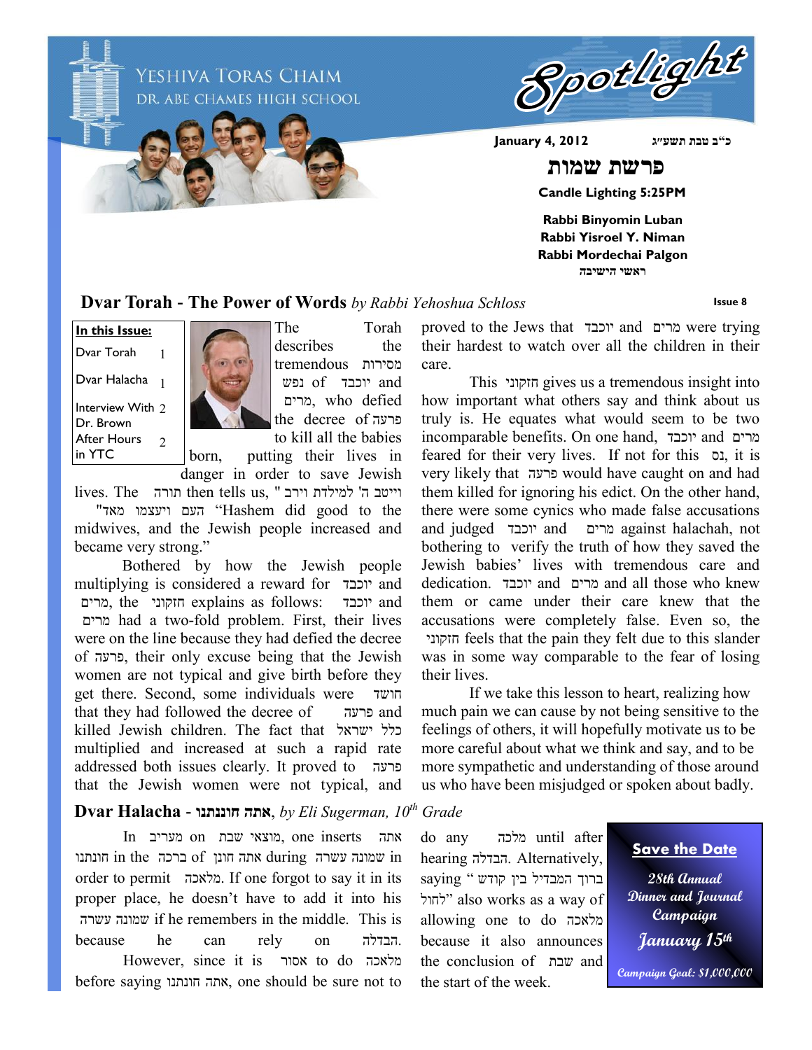# YESHIVA TORAS CHAIM
## DR. ABE CHAMES HIGH SCHOOL

# Spotlight

**January 4, 2012** **כ"ב טבת תשע"ג**

**פרשת שמות**

**Candle Lighting 5:25PM**

**Rabbi Binyomin Luban**
**Rabbi Yisroel Y. Niman**
**Rabbi Mordechai Palgon**
**ראשי הישיבה**

**Issue 8**

**In this Issue:**

| | |
|---|---|
| Dvar Torah | 1 |
| Dvar Halacha | 1 |
| Interview With Dr. Brown | 2 |
| After Hours in YTC | 2 |

## Dvar Torah - The Power of Words *by Rabbi Yehoshua Schloss*

The Torah describes the tremendous מסירות נפש of יוכבד and מרים, who defied the decree of פרעה to kill all the babies born, putting their lives in danger in order to save Jewish lives. The תורה then tells us, "וייטב ה' למילדת וירב העם ויעצמו מאד" "Hashem did good to the midwives, and the Jewish people increased and became very strong."

Bothered by how the Jewish people multiplying is considered a reward for יוכבד and מרים, the חזקוני explains as follows: יוכבד and מרים had a two-fold problem. First, their lives were on the line because they had defied the decree of פרעה, their only excuse being that the Jewish women are not typical and give birth before they get there. Second, some individuals were חושד that they had followed the decree of פרעה and killed Jewish children. The fact that כלל ישראל multiplied and increased at such a rapid rate addressed both issues clearly. It proved to פרעה that the Jewish women were not typical, and proved to the Jews that יוכבד and מרים were trying their hardest to watch over all the children in their care.

This חזקוני gives us a tremendous insight into how important what others say and think about us truly is. He equates what would seem to be two incomparable benefits. On one hand, יוכבד and מרים feared for their very lives. If not for this נס, it is very likely that פרעה would have caught on and had them killed for ignoring his edict. On the other hand, there were some cynics who made false accusations and judged יוכבד and מרים against halachah, not bothering to verify the truth of how they saved the Jewish babies' lives with tremendous care and dedication. יוכבד and מרים and all those who knew them or came under their care knew that the accusations were completely false. Even so, the חזקוני feels that the pain they felt due to this slander was in some way comparable to the fear of losing their lives.

If we take this lesson to heart, realizing how much pain we can cause by not being sensitive to the feelings of others, it will hopefully motivate us to be more careful about what we think and say, and to be more sympathetic and understanding of those around us who have been misjudged or spoken about badly.

## Dvar Halacha - **אתה חוננתנו**, *by Eli Sugerman, 10th Grade*

In מעריב on מוצאי שבת, one inserts אתה חוננתנו in the ברכה of אתה חונן during שמונה עשרה in order to permit מלאכה. If one forgot to say it in its proper place, he doesn't have to add it into his שמונה עשרה if he remembers in the middle. This is because he can rely on הבדלה.

However, since it is אסור to do מלאכה before saying אתה חוננתנו, one should be sure not to do any מלכה until after hearing הבדלה. Alternatively, saying "ברוך המבדיל בין קודש לחול" also works as a way of allowing one to do מלאכה because it also announces the conclusion of שבת and the start of the week.

**Save the Date**

*28th Annual Dinner and Journal Campaign*

*January 15th*

*Campaign Goal: $1,000,000*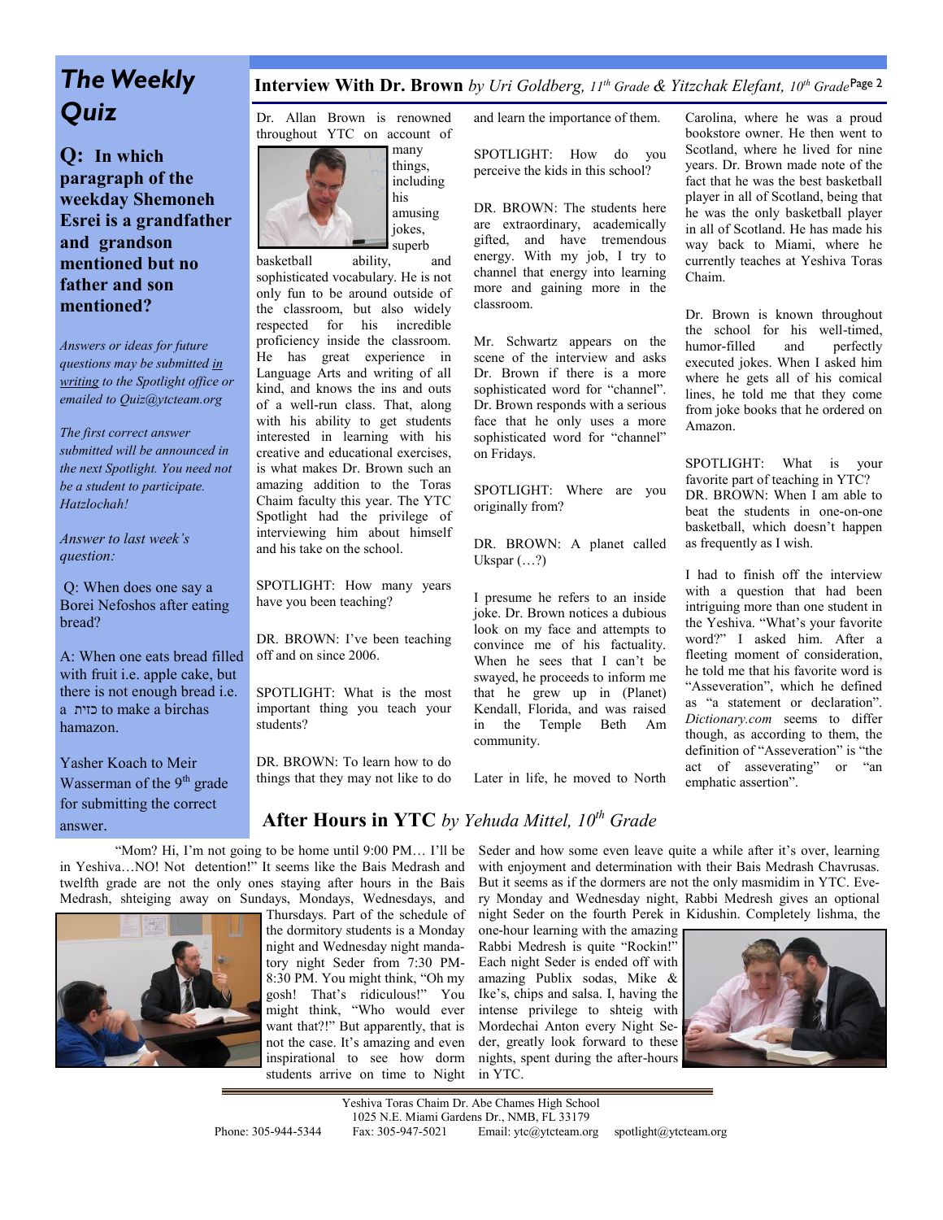# The Weekly Quiz

**Q: In which paragraph of the weekday Shemoneh Esrei is a grandfather and grandson mentioned but no father and son mentioned?**

*Answers or ideas for future questions may be submitted in writing to the Spotlight office or emailed to Quiz@ytcteam.org*

*The first correct answer submitted will be announced in the next Spotlight. You need not be a student to participate. Hatzlochah!*

*Answer to last week's question:*

Q: When does one say a Borei Nefoshos after eating bread?

A: When one eats bread filled with fruit i.e. apple cake, but there is not enough bread i.e. a כזית to make a birchas hamazon.

Yasher Koach to Meir Wasserman of the 9th grade for submitting the correct answer.

## Interview With Dr. Brown *by Uri Goldberg, 11th Grade & Yitzchak Elefant, 10th Grade*

Dr. Allan Brown is renowned throughout YTC on account of many things, including his amusing jokes, superb basketball ability, and sophisticated vocabulary. He is not only fun to be around outside of the classroom, but also widely respected for his incredible proficiency inside the classroom. He has great experience in Language Arts and writing of all kind, and knows the ins and outs of a well-run class. That, along with his ability to get students interested in learning with his creative and educational exercises, is what makes Dr. Brown such an amazing addition to the Toras Chaim faculty this year. The YTC Spotlight had the privilege of interviewing him about himself and his take on the school.

SPOTLIGHT: How many years have you been teaching?

DR. BROWN: I've been teaching off and on since 2006.

SPOTLIGHT: What is the most important thing you teach your students?

DR. BROWN: To learn how to do things that they may not like to do and learn the importance of them.

SPOTLIGHT: How do you perceive the kids in this school?

DR. BROWN: The students here are extraordinary, academically gifted, and have tremendous energy. With my job, I try to channel that energy into learning more and gaining more in the classroom.

Mr. Schwartz appears on the scene of the interview and asks Dr. Brown if there is a more sophisticated word for "channel". Dr. Brown responds with a serious face that he only uses a more sophisticated word for "channel" on Fridays.

SPOTLIGHT: Where are you originally from?

DR. BROWN: A planet called Ukspar (…?)

I presume he refers to an inside joke. Dr. Brown notices a dubious look on my face and attempts to convince me of his factuality. When he sees that I can't be swayed, he proceeds to inform me that he grew up in (Planet) Kendall, Florida, and was raised in the Temple Beth Am community.

Later in life, he moved to North Carolina, where he was a proud bookstore owner. He then went to Scotland, where he lived for nine years. Dr. Brown made note of the fact that he was the best basketball player in all of Scotland, being that he was the only basketball player in all of Scotland. He has made his way back to Miami, where he currently teaches at Yeshiva Toras Chaim.

Dr. Brown is known throughout the school for his well-timed, humor-filled and perfectly executed jokes. When I asked him where he gets all of his comical lines, he told me that they come from joke books that he ordered on Amazon.

SPOTLIGHT: What is your favorite part of teaching in YTC?
DR. BROWN: When I am able to beat the students in one-on-one basketball, which doesn't happen as frequently as I wish.

I had to finish off the interview with a question that had been intriguing more than one student in the Yeshiva. "What's your favorite word?" I asked him. After a fleeting moment of consideration, he told me that his favorite word is "Asseveration", which he defined as "a statement or declaration". *Dictionary.com* seems to differ though, as according to them, the definition of "Asseveration" is "the act of asseverating" or "an emphatic assertion".

## After Hours in YTC *by Yehuda Mittel, 10th Grade*

"Mom? Hi, I'm not going to be home until 9:00 PM… I'll be in Yeshiva…NO! Not detention!" It seems like the Bais Medrash and twelfth grade are not the only ones staying after hours in the Bais Medrash, shteiging away on Sundays, Mondays, Wednesdays, and Thursdays. Part of the schedule of the dormitory students is a Monday night and Wednesday night mandatory night Seder from 7:30 PM-8:30 PM. You might think, "Oh my gosh! That's ridiculous!" You might think, "Who would ever want that?!" But apparently, that is not the case. It's amazing and even inspirational to see how dorm students arrive on time to Night Seder and how some even leave quite a while after it's over, learning with enjoyment and determination with their Bais Medrash Chavrusas. But it seems as if the dormers are not the only masmidim in YTC. Every Monday and Wednesday night, Rabbi Medresh gives an optional night Seder on the fourth Perek in Kidushin. Completely lishma, the one-hour learning with the amazing Rabbi Medresh is quite "Rockin!" Each night Seder is ended off with amazing Publix sodas, Mike & Ike's, chips and salsa. I, having the intense privilege to shteig with Mordechai Anton every Night Seder, greatly look forward to these nights, spent during the after-hours in YTC.

Yeshiva Toras Chaim Dr. Abe Chames High School
1025 N.E. Miami Gardens Dr., NMB, FL 33179
Phone: 305-944-5344 Fax: 305-947-5021 Email: ytc@ytcteam.org spotlight@ytcteam.org